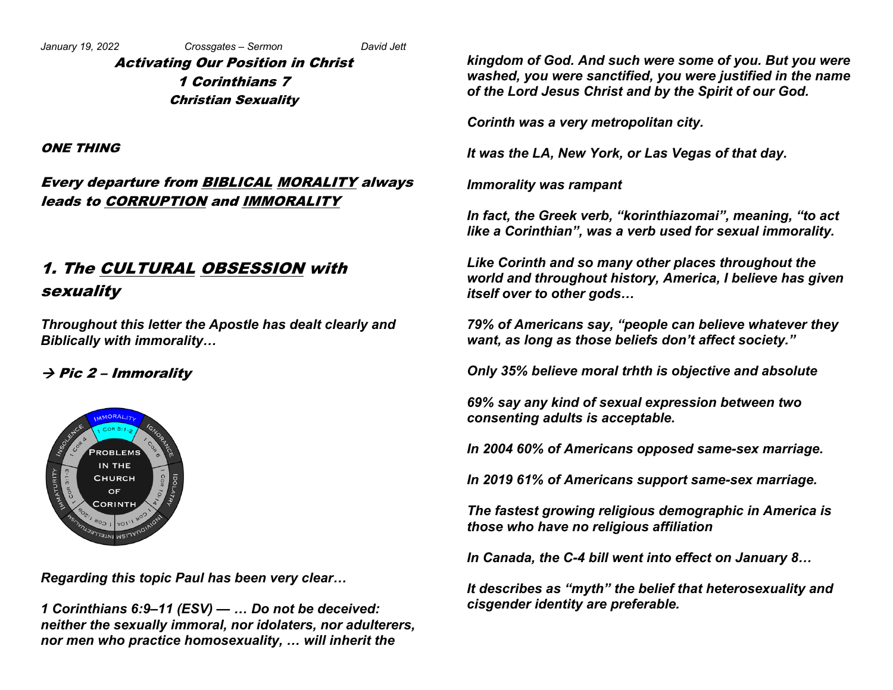*January 19, 2022 Crossgates – Sermon David Jett*

# Activating Our Position in Christ
## 1 Corinthians 7
### Christian Sexuality

**ONE THING**

**Every departure from BIBLICAL MORALITY always leads to CORRUPTION and IMMORALITY**

## 1. The CULTURAL OBSESSION with sexuality

***Throughout this letter the Apostle has dealt clearly and Biblically with immorality…***

**→ Pic 2 – Immorality**

***Regarding this topic Paul has been very clear…***

***1 Corinthians 6:9–11 (ESV) — … Do not be deceived: neither the sexually immoral, nor idolaters, nor adulterers, nor men who practice homosexuality, … will inherit the kingdom of God. And such were some of you. But you were washed, you were sanctified, you were justified in the name of the Lord Jesus Christ and by the Spirit of our God.***

***Corinth was a very metropolitan city.***

***It was the LA, New York, or Las Vegas of that day.***

***Immorality was rampant***

***In fact, the Greek verb, "korinthiazomai", meaning, "to act like a Corinthian", was a verb used for sexual immorality.***

***Like Corinth and so many other places throughout the world and throughout history, America, I believe has given itself over to other gods…***

***79% of Americans say, "people can believe whatever they want, as long as those beliefs don't affect society."***

***Only 35% believe moral trhth is objective and absolute***

***69% say any kind of sexual expression between two consenting adults is acceptable.***

***In 2004 60% of Americans opposed same-sex marriage.***

***In 2019 61% of Americans support same-sex marriage.***

***The fastest growing religious demographic in America is those who have no religious affiliation***

***In Canada, the C-4 bill went into effect on January 8…***

***It describes as "myth" the belief that heterosexuality and cisgender identity are preferable.***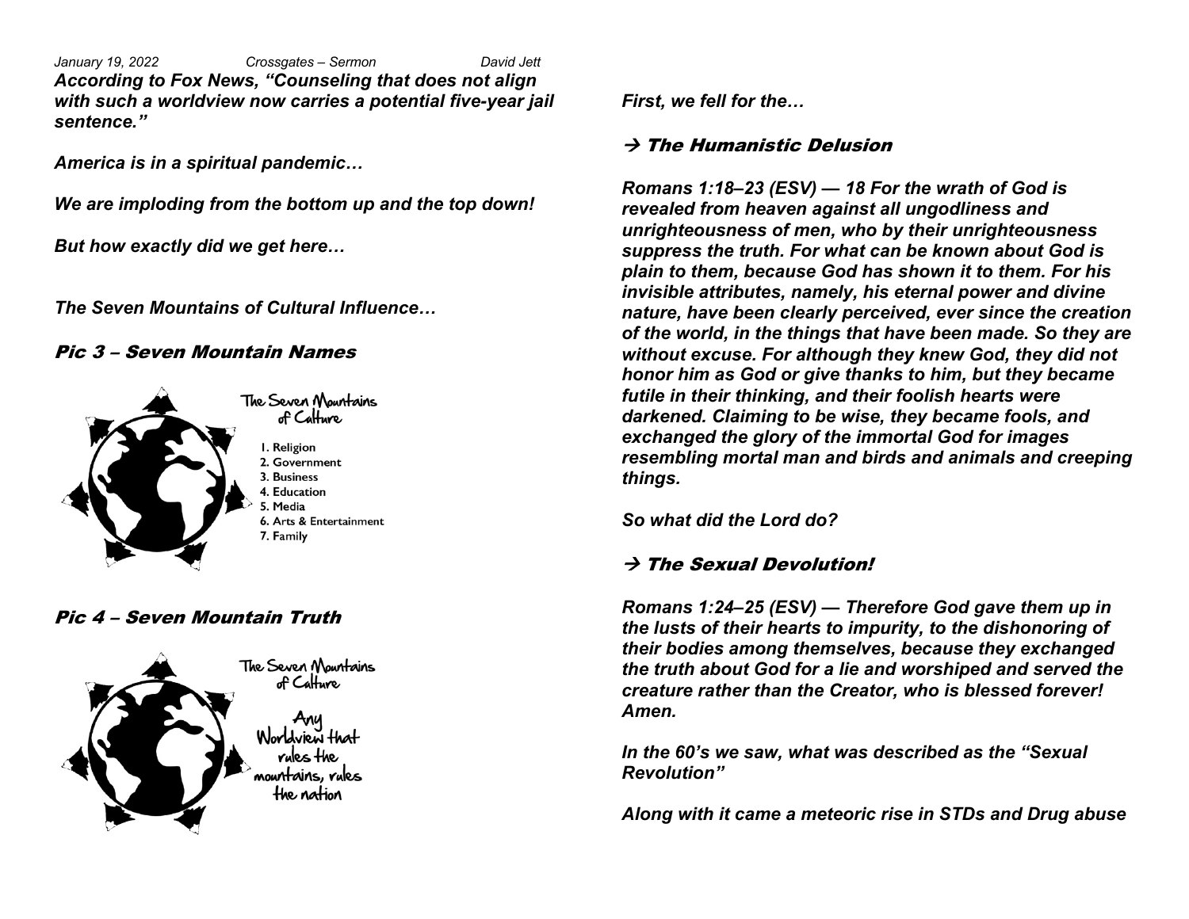*January 19, 2022 Crossgates – Sermon David Jett*

***According to Fox News, "Counseling that does not align with such a worldview now carries a potential five-year jail sentence."***

***America is in a spiritual pandemic…***

***We are imploding from the bottom up and the top down!***

***But how exactly did we get here…***

***The Seven Mountains of Cultural Influence…***

## *Pic 3 – Seven Mountain Names*

The Seven Mountains of Culture

1. Religion
2. Government
3. Business
4. Education
5. Media
6. Arts & Entertainment
7. Family

## *Pic 4 – Seven Mountain Truth*

The Seven Mountains of Culture

Any Worldview that rules the mountains, rules the nation

***First, we fell for the…***

## *→ The Humanistic Delusion*

***Romans 1:18–23 (ESV) — 18 For the wrath of God is revealed from heaven against all ungodliness and unrighteousness of men, who by their unrighteousness suppress the truth. For what can be known about God is plain to them, because God has shown it to them. For his invisible attributes, namely, his eternal power and divine nature, have been clearly perceived, ever since the creation of the world, in the things that have been made. So they are without excuse. For although they knew God, they did not honor him as God or give thanks to him, but they became futile in their thinking, and their foolish hearts were darkened. Claiming to be wise, they became fools, and exchanged the glory of the immortal God for images resembling mortal man and birds and animals and creeping things.***

***So what did the Lord do?***

## *→ The Sexual Devolution!*

***Romans 1:24–25 (ESV) — Therefore God gave them up in the lusts of their hearts to impurity, to the dishonoring of their bodies among themselves, because they exchanged the truth about God for a lie and worshiped and served the creature rather than the Creator, who is blessed forever! Amen.***

***In the 60's we saw, what was described as the "Sexual Revolution"***

***Along with it came a meteoric rise in STDs and Drug abuse***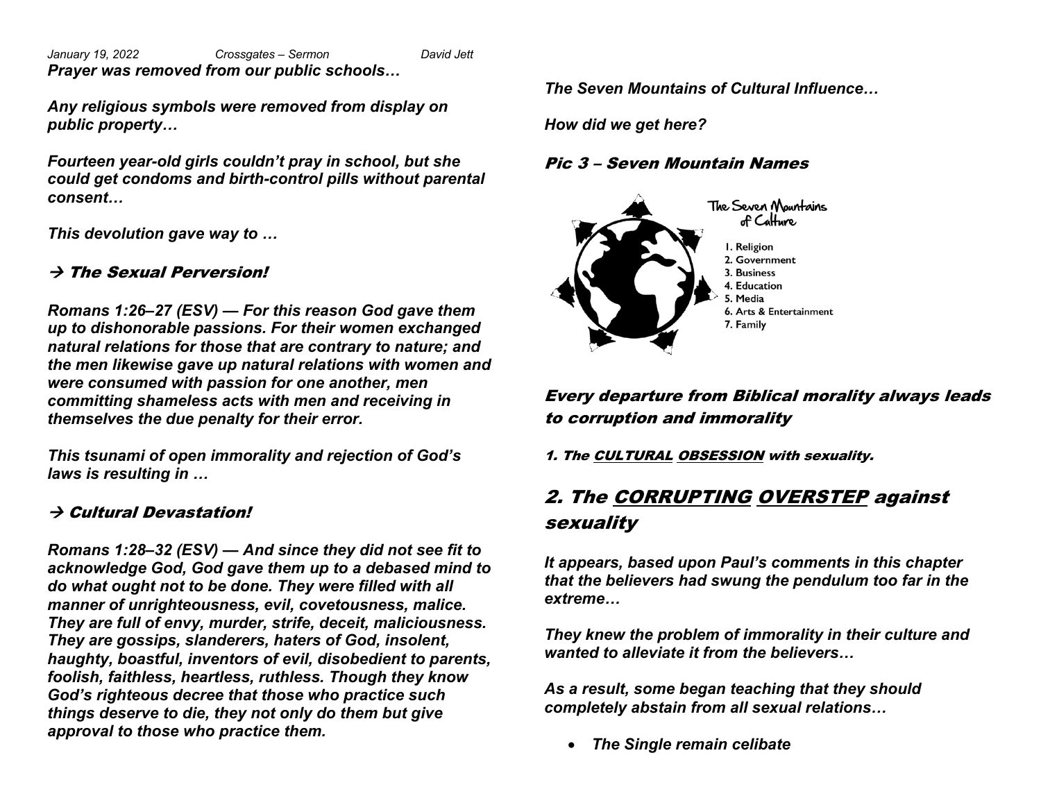*January 19, 2022 Crossgates – Sermon David Jett*

***Prayer was removed from our public schools…***

***Any religious symbols were removed from display on public property…***

***Fourteen year-old girls couldn't pray in school, but she could get condoms and birth-control pills without parental consent…***

***This devolution gave way to …***

### → *The Sexual Perversion!*

***Romans 1:26–27 (ESV) — For this reason God gave them up to dishonorable passions. For their women exchanged natural relations for those that are contrary to nature; and the men likewise gave up natural relations with women and were consumed with passion for one another, men committing shameless acts with men and receiving in themselves the due penalty for their error.***

***This tsunami of open immorality and rejection of God's laws is resulting in …***

### → *Cultural Devastation!*

***Romans 1:28–32 (ESV) — And since they did not see fit to acknowledge God, God gave them up to a debased mind to do what ought not to be done. They were filled with all manner of unrighteousness, evil, covetousness, malice. They are full of envy, murder, strife, deceit, maliciousness. They are gossips, slanderers, haters of God, insolent, haughty, boastful, inventors of evil, disobedient to parents, foolish, faithless, heartless, ruthless. Though they know God's righteous decree that those who practice such things deserve to die, they not only do them but give approval to those who practice them.***

***The Seven Mountains of Cultural Influence…***

***How did we get here?***

### *Pic 3 – Seven Mountain Names*

The Seven Mountains of Culture

1. Religion
2. Government
3. Business
4. Education
5. Media
6. Arts & Entertainment
7. Family

### *Every departure from Biblical morality always leads to corruption and immorality*

*1. The CULTURAL OBSESSION with sexuality.*

## *2. The CORRUPTING OVERSTEP against sexuality*

***It appears, based upon Paul's comments in this chapter that the believers had swung the pendulum too far in the extreme…***

***They knew the problem of immorality in their culture and wanted to alleviate it from the believers…***

***As a result, some began teaching that they should completely abstain from all sexual relations…***

- ***The Single remain celibate***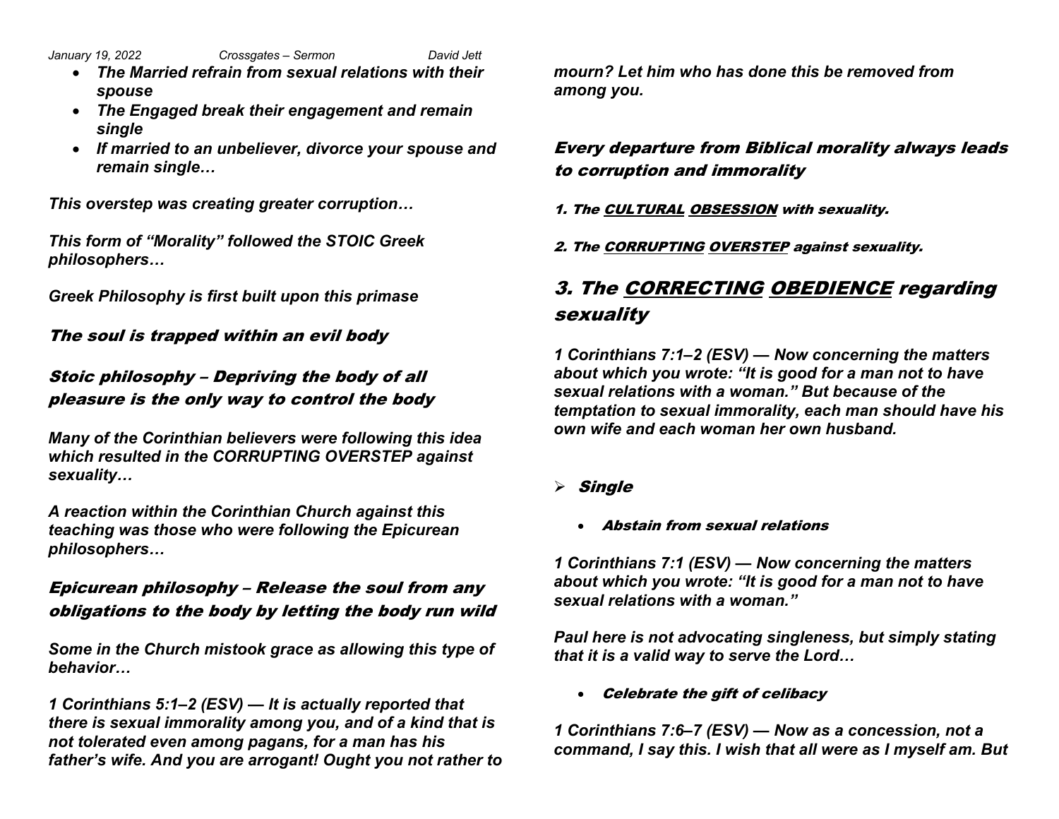- ***The Married refrain from sexual relations with their spouse***
- ***The Engaged break their engagement and remain single***
- ***If married to an unbeliever, divorce your spouse and remain single…***

***This overstep was creating greater corruption…***

***This form of "Morality" followed the STOIC Greek philosophers…***

***Greek Philosophy is first built upon this primase***

### *The soul is trapped within an evil body*

### *Stoic philosophy – Depriving the body of all pleasure is the only way to control the body*

***Many of the Corinthian believers were following this idea which resulted in the CORRUPTING OVERSTEP against sexuality…***

***A reaction within the Corinthian Church against this teaching was those who were following the Epicurean philosophers…***

### *Epicurean philosophy – Release the soul from any obligations to the body by letting the body run wild*

***Some in the Church mistook grace as allowing this type of behavior…***

***1 Corinthians 5:1–2 (ESV) — It is actually reported that there is sexual immorality among you, and of a kind that is not tolerated even among pagans, for a man has his father's wife. And you are arrogant! Ought you not rather to mourn? Let him who has done this be removed from among you.***

### *Every departure from Biblical morality always leads to corruption and immorality*

***1. The <u>CULTURAL</u> <u>OBSESSION</u> with sexuality.***

***2. The <u>CORRUPTING</u> <u>OVERSTEP</u> against sexuality.***

## *3. The <u>CORRECTING</u> <u>OBEDIENCE</u> regarding sexuality*

***1 Corinthians 7:1–2 (ESV) — Now concerning the matters about which you wrote: "It is good for a man not to have sexual relations with a woman." But because of the temptation to sexual immorality, each man should have his own wife and each woman her own husband.***

- ***Single***
  - ***Abstain from sexual relations***

***1 Corinthians 7:1 (ESV) — Now concerning the matters about which you wrote: "It is good for a man not to have sexual relations with a woman."***

***Paul here is not advocating singleness, but simply stating that it is a valid way to serve the Lord…***

  - ***Celebrate the gift of celibacy***

***1 Corinthians 7:6–7 (ESV) — Now as a concession, not a command, I say this. I wish that all were as I myself am. But***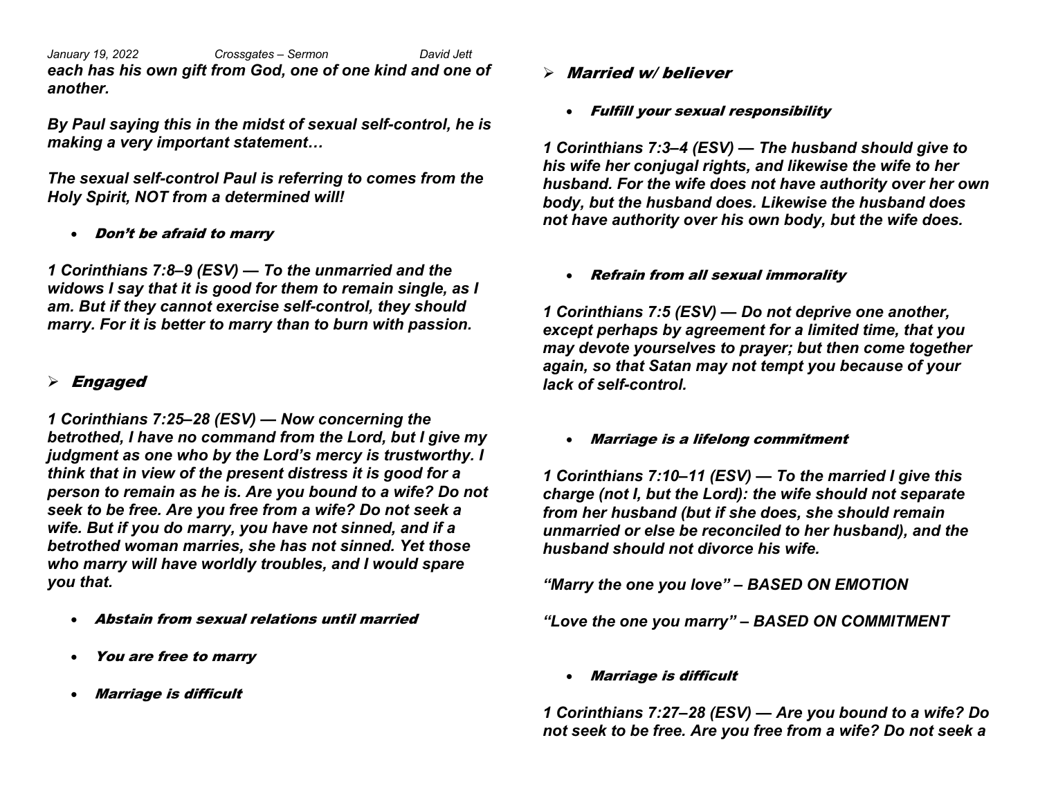***each has his own gift from God, one of one kind and one of another.***

***By Paul saying this in the midst of sexual self-control, he is making a very important statement…***

***The sexual self-control Paul is referring to comes from the Holy Spirit, NOT from a determined will!***

- ***Don't be afraid to marry***

***1 Corinthians 7:8–9 (ESV) — To the unmarried and the widows I say that it is good for them to remain single, as I am. But if they cannot exercise self-control, they should marry. For it is better to marry than to burn with passion.***

## ***Engaged***

***1 Corinthians 7:25–28 (ESV) — Now concerning the betrothed, I have no command from the Lord, but I give my judgment as one who by the Lord's mercy is trustworthy. I think that in view of the present distress it is good for a person to remain as he is. Are you bound to a wife? Do not seek to be free. Are you free from a wife? Do not seek a wife. But if you do marry, you have not sinned, and if a betrothed woman marries, she has not sinned. Yet those who marry will have worldly troubles, and I would spare you that.***

- ***Abstain from sexual relations until married***
- ***You are free to marry***
- ***Marriage is difficult***

## ***Married w/ believer***

- ***Fulfill your sexual responsibility***

***1 Corinthians 7:3–4 (ESV) — The husband should give to his wife her conjugal rights, and likewise the wife to her husband. For the wife does not have authority over her own body, but the husband does. Likewise the husband does not have authority over his own body, but the wife does.***

- ***Refrain from all sexual immorality***

***1 Corinthians 7:5 (ESV) — Do not deprive one another, except perhaps by agreement for a limited time, that you may devote yourselves to prayer; but then come together again, so that Satan may not tempt you because of your lack of self-control.***

- ***Marriage is a lifelong commitment***

***1 Corinthians 7:10–11 (ESV) — To the married I give this charge (not I, but the Lord): the wife should not separate from her husband (but if she does, she should remain unmarried or else be reconciled to her husband), and the husband should not divorce his wife.***

***"Marry the one you love" – BASED ON EMOTION***

***"Love the one you marry" – BASED ON COMMITMENT***

- ***Marriage is difficult***

***1 Corinthians 7:27–28 (ESV) — Are you bound to a wife? Do not seek to be free. Are you free from a wife? Do not seek a***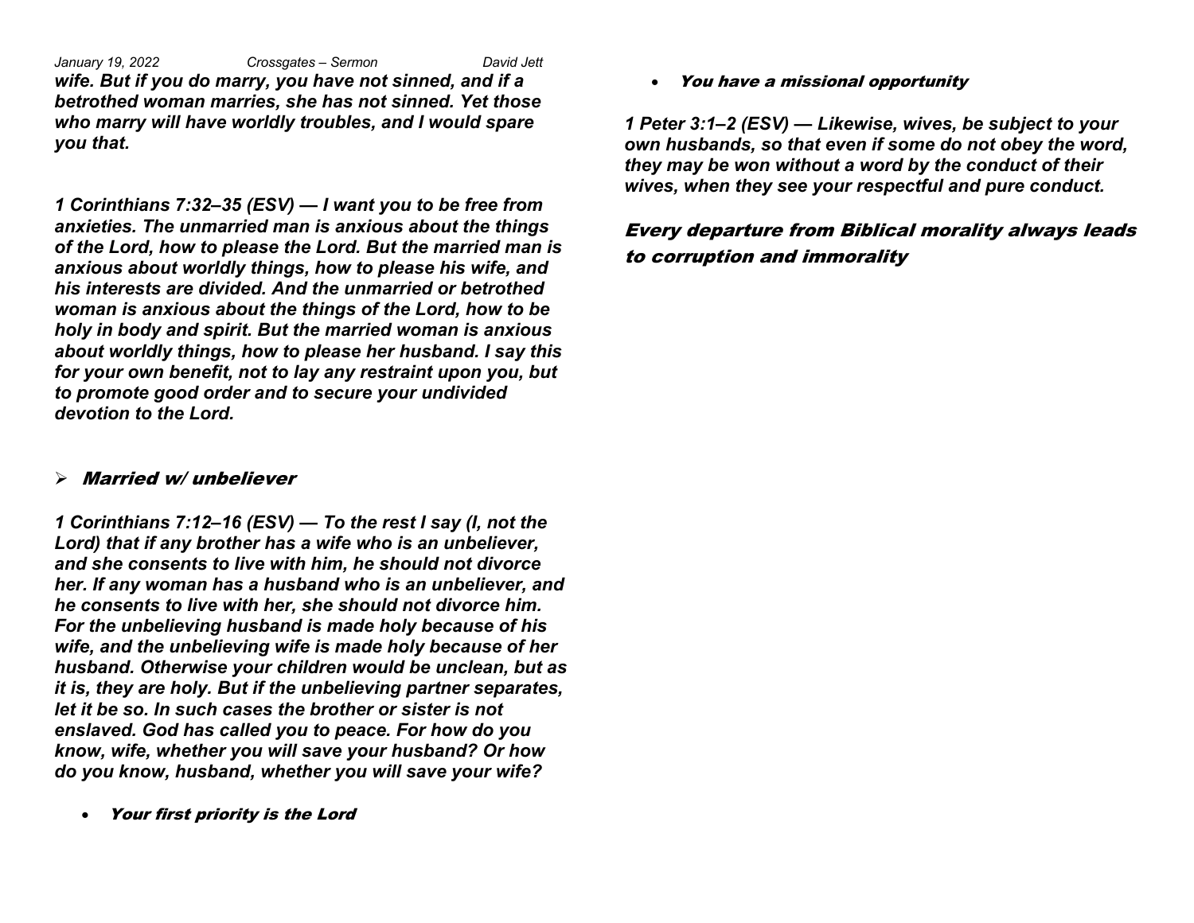***wife. But if you do marry, you have not sinned, and if a betrothed woman marries, she has not sinned. Yet those who marry will have worldly troubles, and I would spare you that.***

***1 Corinthians 7:32–35 (ESV) — I want you to be free from anxieties. The unmarried man is anxious about the things of the Lord, how to please the Lord. But the married man is anxious about worldly things, how to please his wife, and his interests are divided. And the unmarried or betrothed woman is anxious about the things of the Lord, how to be holy in body and spirit. But the married woman is anxious about worldly things, how to please her husband. I say this for your own benefit, not to lay any restraint upon you, but to promote good order and to secure your undivided devotion to the Lord.***

- ***Married w/ unbeliever***

***1 Corinthians 7:12–16 (ESV) — To the rest I say (I, not the Lord) that if any brother has a wife who is an unbeliever, and she consents to live with him, he should not divorce her. If any woman has a husband who is an unbeliever, and he consents to live with her, she should not divorce him. For the unbelieving husband is made holy because of his wife, and the unbelieving wife is made holy because of her husband. Otherwise your children would be unclean, but as it is, they are holy. But if the unbelieving partner separates, let it be so. In such cases the brother or sister is not enslaved. God has called you to peace. For how do you know, wife, whether you will save your husband? Or how do you know, husband, whether you will save your wife?***

- ***Your first priority is the Lord***
- ***You have a missional opportunity***

***1 Peter 3:1–2 (ESV) — Likewise, wives, be subject to your own husbands, so that even if some do not obey the word, they may be won without a word by the conduct of their wives, when they see your respectful and pure conduct.***

## *Every departure from Biblical morality always leads to corruption and immorality*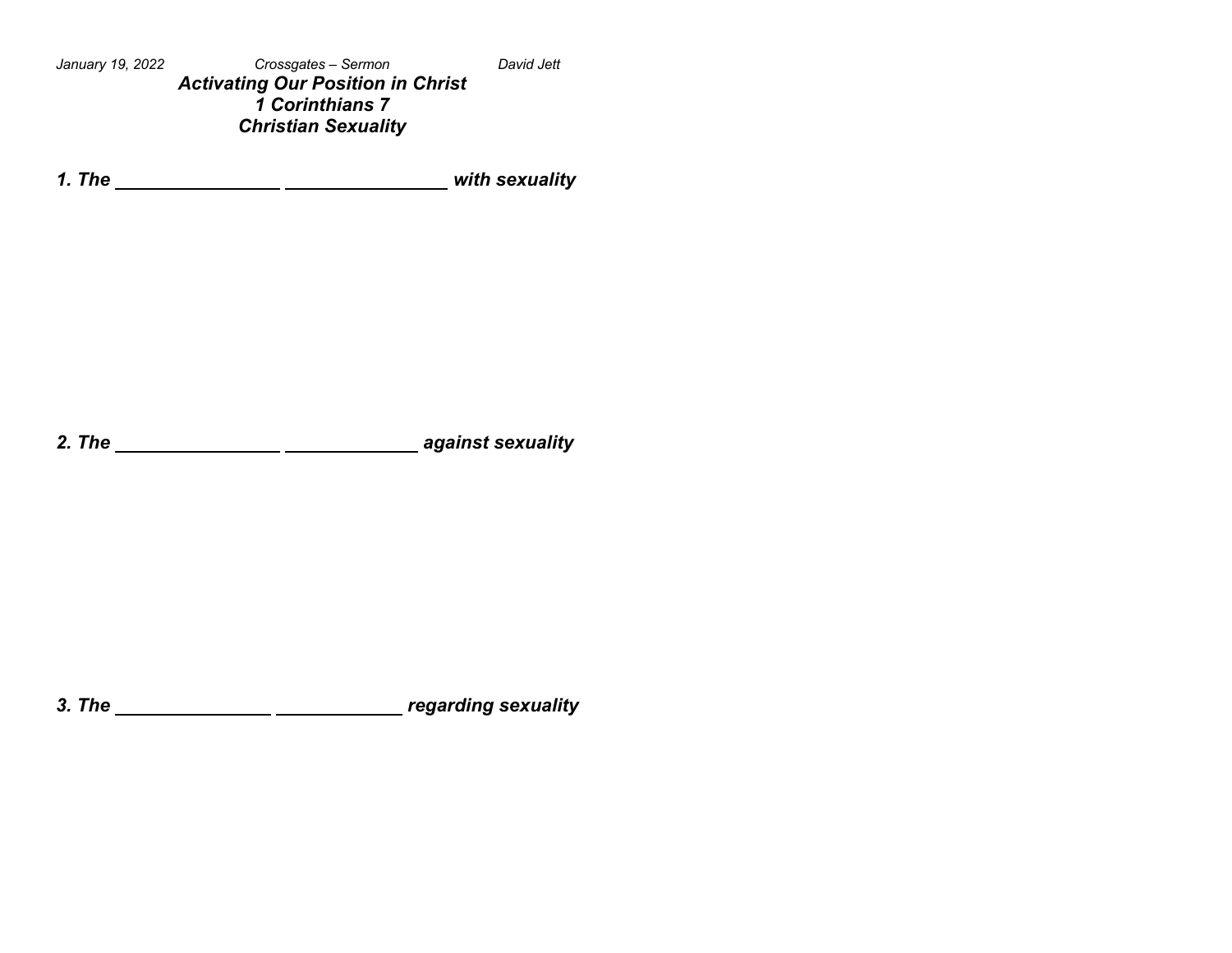*January 19, 2022 Crossgates – Sermon David Jett*

***Activating Our Position in Christ***
***1 Corinthians 7***
***Christian Sexuality***

***1. The ________________ ________________ with sexuality***

***2. The ________________ _____________ against sexuality***

***3. The _______________ ____________ regarding sexuality***